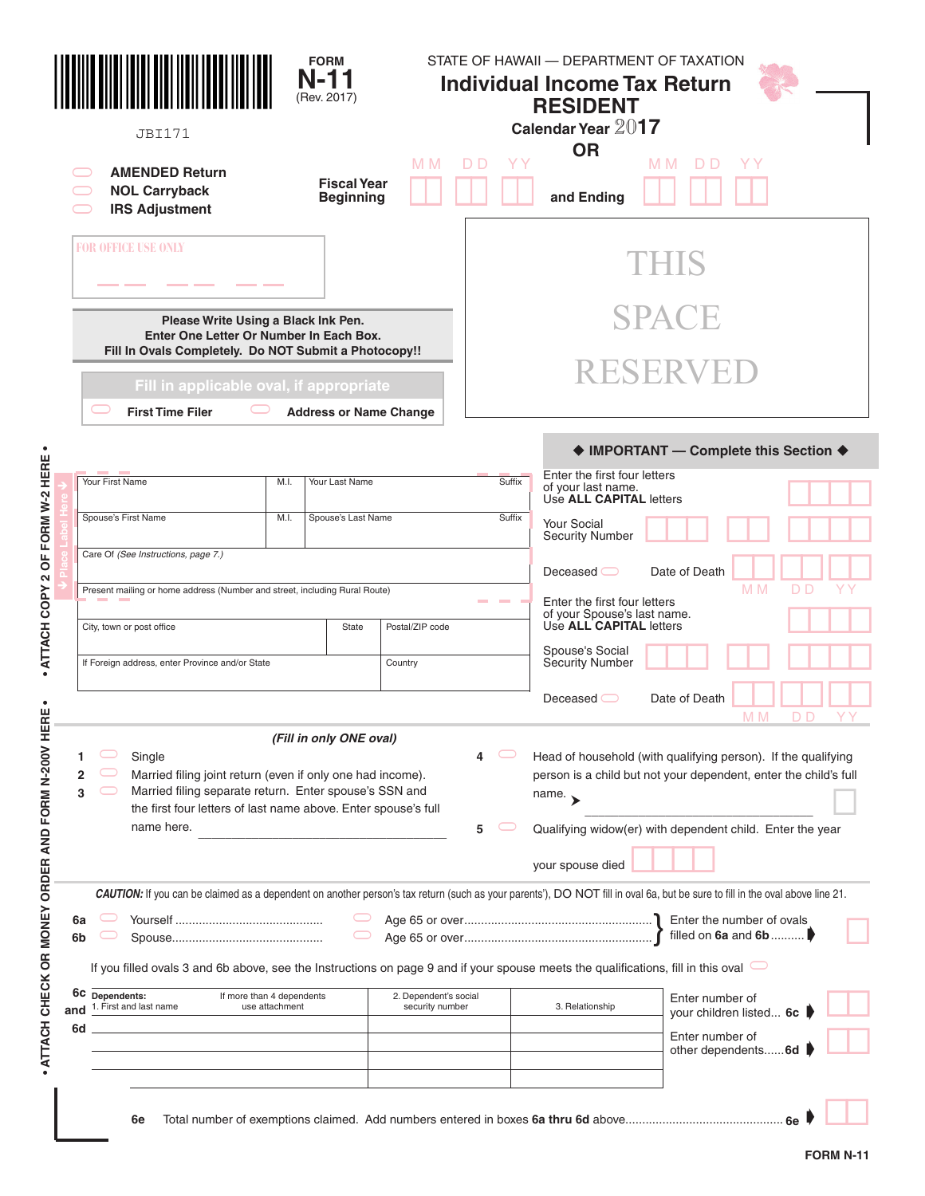JBI171

**FORM N-11** (Rev. 2017)

STATE OF HAWAII — DEPARTMENT OF TAXATION

# Individual Income Tax Return
## RESIDENT

**Calendar Year 2017**

**OR**

**Fiscal Year Beginning** MM DD YY **and Ending** MM DD YY

- AMENDED Return
- NOL Carryback
- IRS Adjustment

FOR OFFICE USE ONLY

THIS SPACE RESERVED

**Please Write Using a Black Ink Pen.**
**Enter One Letter Or Number In Each Box.**
**Fill In Ovals Completely. Do NOT Submit a Photocopy!!**

**Fill in applicable oval, if appropriate**

- First Time Filer
- Address or Name Change

• ATTACH COPY 2 OF FORM W-2 HERE • ATTACH CHECK OR MONEY ORDER AND FORM N-200V HERE •

Place Label Here

| Your First Name | M.I. | Your Last Name | Suffix |
|---|---|---|---|
| Spouse's First Name | M.I. | Spouse's Last Name | Suffix |

Care Of *(See Instructions, page 7.)*

Present mailing or home address (Number and street, including Rural Route)

| City, town or post office | State | Postal/ZIP code |
|---|---|---|

| If Foreign address, enter Province and/or State | Country |
|---|---|

### ◆ IMPORTANT — Complete this Section ◆

Enter the first four letters of your last name. Use **ALL CAPITAL** letters

Your Social Security Number

Deceased ◯ Date of Death MM DD YY

Enter the first four letters of your Spouse's last name. Use **ALL CAPITAL** letters

Spouse's Social Security Number

Deceased ◯ Date of Death MM DD YY

***(Fill in only ONE oval)***

1. ◯ Single
2. ◯ Married filing joint return (even if only one had income).
3. ◯ Married filing separate return. Enter spouse's SSN and the first four letters of last name above. Enter spouse's full name here. ______________________
4. ◯ Head of household (with qualifying person). If the qualifying person is a child but not your dependent, enter the child's full name. ➤ ______________________
5. ◯ Qualifying widow(er) with dependent child. Enter the year your spouse died

***CAUTION:*** If you can be claimed as a dependent on another person's tax return (such as your parents'), DO NOT fill in oval 6a, but be sure to fill in the oval above line 21.

**6a** ◯ Yourself .................................... ◯ Age 65 or over ....................................
**6b** ◯ Spouse...................................... ◯ Age 65 or over ....................................
} Enter the number of ovals filled on **6a** and **6b** ..........

If you filled ovals 3 and 6b above, see the Instructions on page 9 and if your spouse meets the qualifications, fill in this oval ◯

**6c and 6d**

| **Dependents:** 1. First and last name (If more than 4 dependents use attachment) | 2. Dependent's social security number | 3. Relationship |
|---|---|---|
| | | |
| | | |
| | | |
| | | |

Enter number of your children listed... **6c**

Enter number of other dependents......**6d**

**6e** Total number of exemptions claimed. Add numbers entered in boxes **6a thru 6d** above............................................... **6e**

**FORM N-11**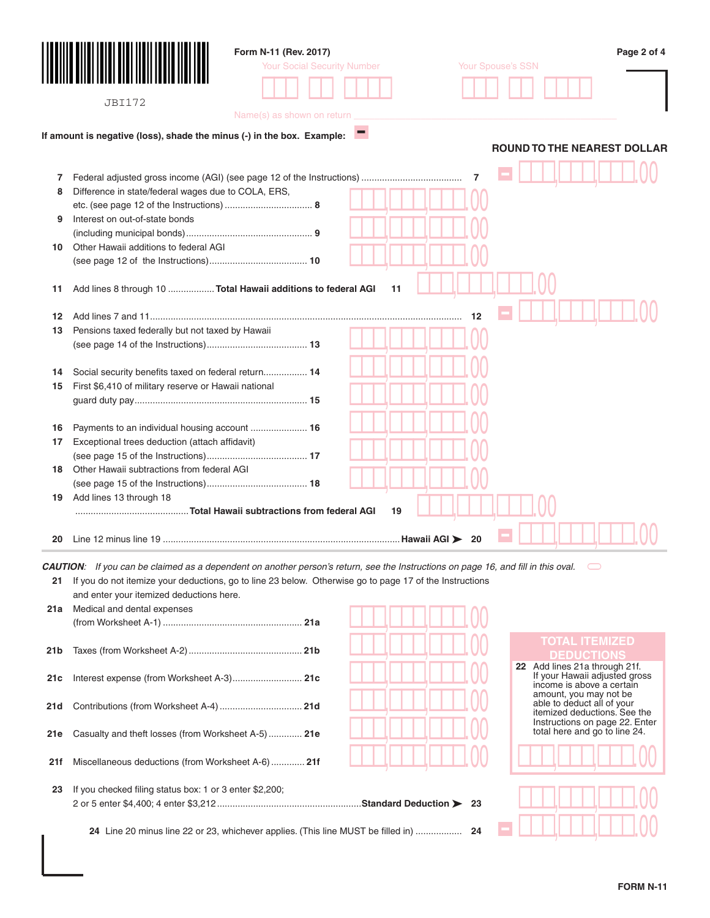JBI172

Form N-11 (Rev. 2017)

Your Social Security Number

Your Spouse's SSN

Name(s) as shown on return

If amount is negative (loss), shade the minus (-) in the box. Example:

**ROUND TO THE NEAREST DOLLAR**

7 Federal adjusted gross income (AGI) (see page 12 of the Instructions) ....................................... 7

8 Difference in state/federal wages due to COLA, ERS, etc. (see page 12 of the Instructions) .................................. 8

9 Interest on out-of-state bonds (including municipal bonds) ................................................. 9

10 Other Hawaii additions to federal AGI (see page 12 of the Instructions)....................................... 10

11 Add lines 8 through 10 .................. **Total Hawaii additions to federal AGI** 11

12 Add lines 7 and 11....................................................................................................... 12

13 Pensions taxed federally but not taxed by Hawaii (see page 14 of the Instructions)....................................... 13

14 Social security benefits taxed on federal return................. 14

15 First $6,410 of military reserve or Hawaii national guard duty pay.................................................................. 15

16 Payments to an individual housing account ...................... 16

17 Exceptional trees deduction (attach affidavit) (see page 15 of the Instructions)....................................... 17

18 Other Hawaii subtractions from federal AGI (see page 15 of the Instructions)....................................... 18

19 Add lines 13 through 18 ............................................**Total Hawaii subtractions from federal AGI** 19

20 Line 12 minus line 19 ...........................................................................................**Hawaii AGI** ➤ 20

***CAUTION***: *If you can be claimed as a dependent on another person's return, see the Instructions on page 16, and fill in this oval.*

21 If you do not itemize your deductions, go to line 23 below. Otherwise go to page 17 of the Instructions and enter your itemized deductions here.

21a Medical and dental expenses (from Worksheet A-1) ..................................................... 21a

21b Taxes (from Worksheet A-2)............................................ 21b

21c Interest expense (from Worksheet A-3)........................... 21c

21d Contributions (from Worksheet A-4) ................................ 21d

21e Casualty and theft losses (from Worksheet A-5) ............. 21e

21f Miscellaneous deductions (from Worksheet A-6) ............. 21f

**TOTAL ITEMIZED DEDUCTIONS**

22 Add lines 21a through 21f. If your Hawaii adjusted gross income is above a certain amount, you may not be able to deduct all of your itemized deductions. See the Instructions on page 22. Enter total here and go to line 24.

23 If you checked filing status box: 1 or 3 enter $2,200; 2 or 5 enter $4,400; 4 enter $3,212........................................................**Standard Deduction** ➤ 23

24 Line 20 minus line 22 or 23, whichever applies. (This line MUST be filled in) .................. 24

FORM N-11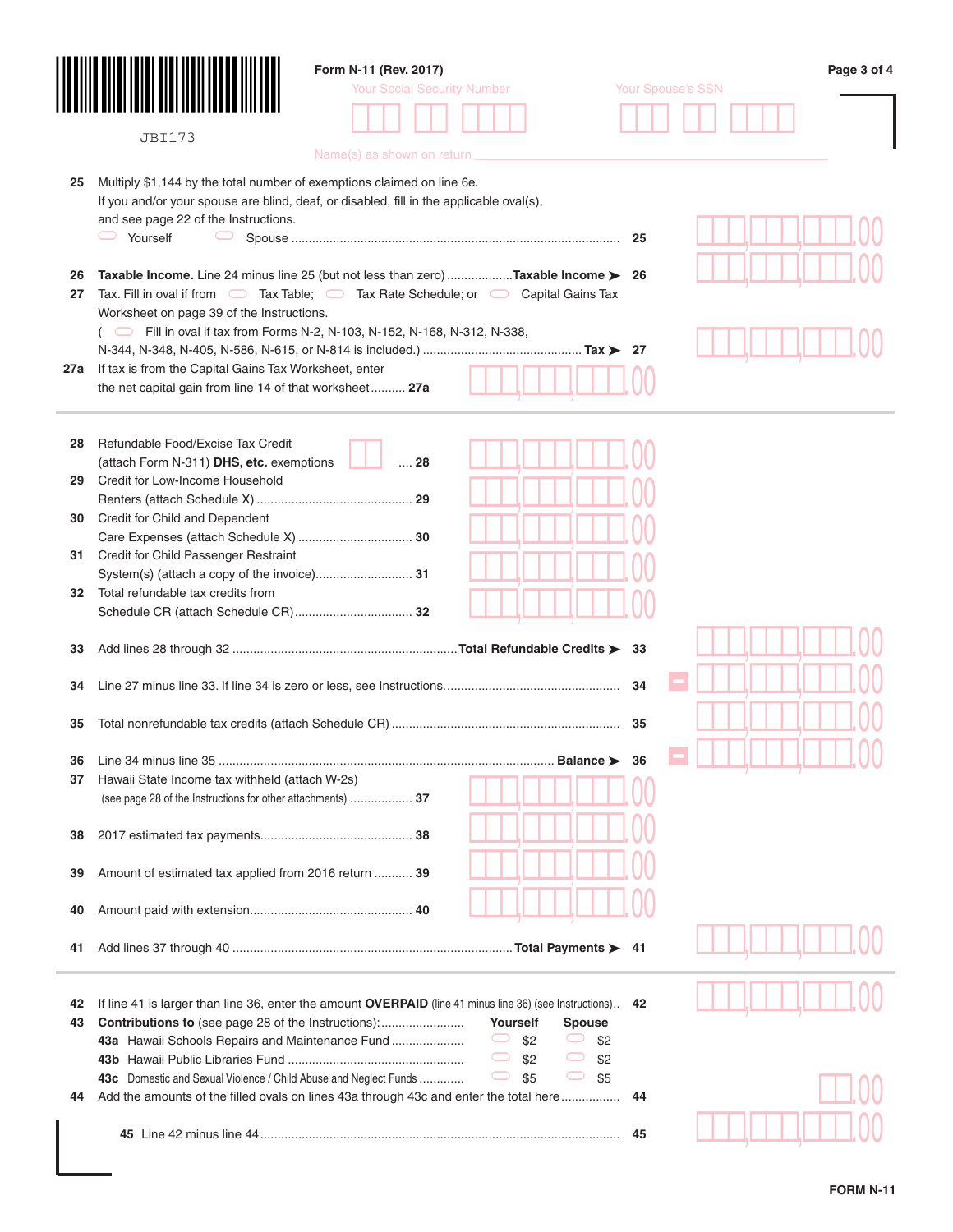Form N-11 (Rev. 2017)

JBI173

Your Social Security Number

Your Spouse's SSN

Name(s) as shown on return

**25** Multiply $1,144 by the total number of exemptions claimed on line 6e.
If you and/or your spouse are blind, deaf, or disabled, fill in the applicable oval(s), and see page 22 of the Instructions.
⬭ Yourself ⬭ Spouse ............ **25** .00

**26** **Taxable Income.** Line 24 minus line 25 (but not less than zero) ............ **Taxable Income ➤ 26** .00

**27** Tax. Fill in oval if from ⬭ Tax Table; ⬭ Tax Rate Schedule; or ⬭ Capital Gains Tax Worksheet on page 39 of the Instructions.
( ⬭ Fill in oval if tax from Forms N-2, N-103, N-152, N-168, N-312, N-338, N-344, N-348, N-405, N-586, N-615, or N-814 is included.) ............ **Tax ➤ 27** .00

**27a** If tax is from the Capital Gains Tax Worksheet, enter the net capital gain from line 14 of that worksheet .......... **27a** .00

**28** Refundable Food/Excise Tax Credit (attach Form N-311) **DHS, etc.** exemptions ☐ .... **28** .00

**29** Credit for Low-Income Household Renters (attach Schedule X) ............ **29** .00

**30** Credit for Child and Dependent Care Expenses (attach Schedule X) ............ **30** .00

**31** Credit for Child Passenger Restraint System(s) (attach a copy of the invoice) ............ **31** .00

**32** Total refundable tax credits from Schedule CR (attach Schedule CR) ............ **32** .00

**33** Add lines 28 through 32 ............ **Total Refundable Credits ➤ 33** .00

**34** Line 27 minus line 33. If line 34 is zero or less, see Instructions. ............ **34** − .00

**35** Total nonrefundable tax credits (attach Schedule CR) ............ **35** .00

**36** Line 34 minus line 35 ............ **Balance ➤ 36** − .00

**37** Hawaii State Income tax withheld (attach W-2s) (see page 28 of the Instructions for other attachments) ............ **37** .00

**38** 2017 estimated tax payments ............ **38** .00

**39** Amount of estimated tax applied from 2016 return ............ **39** .00

**40** Amount paid with extension ............ **40** .00

**41** Add lines 37 through 40 ............ **Total Payments ➤ 41** .00

**42** If line 41 is larger than line 36, enter the amount **OVERPAID** (line 41 minus line 36) (see Instructions) .. **42** .00

**43** **Contributions to** (see page 28 of the Instructions):

| | Yourself | Spouse |
|---|---|---|
| **43a** Hawaii Schools Repairs and Maintenance Fund | ⬭ $2 | ⬭ $2 |
| **43b** Hawaii Public Libraries Fund | ⬭ $2 | ⬭ $2 |
| **43c** Domestic and Sexual Violence / Child Abuse and Neglect Funds | ⬭ $5 | ⬭ $5 |

**44** Add the amounts of the filled ovals on lines 43a through 43c and enter the total here ............ **44** .00

**45** Line 42 minus line 44 ............ **45** .00

FORM N-11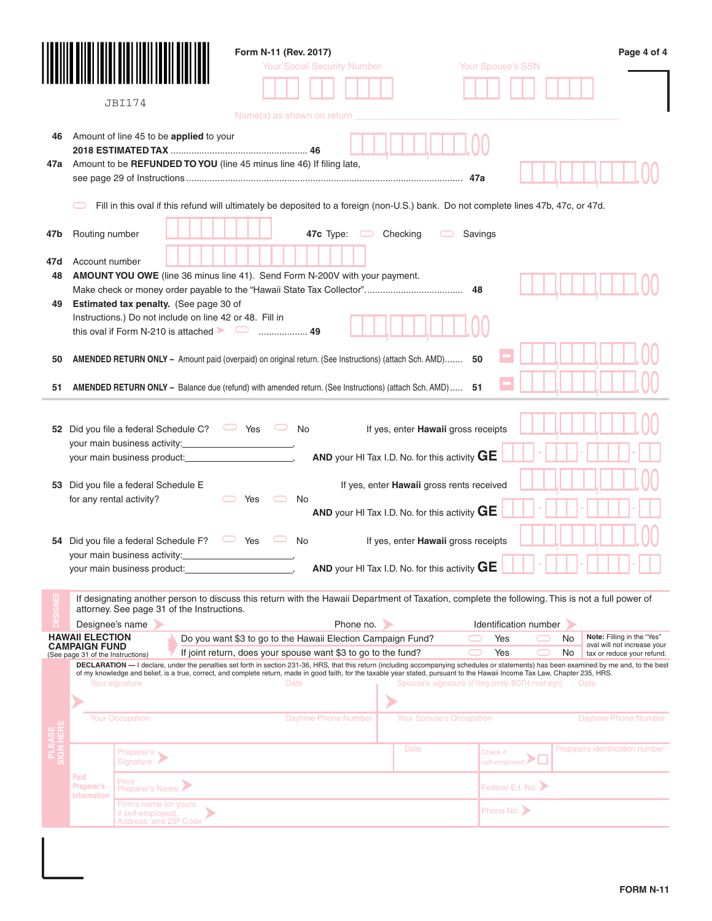JBI174

Form N-11 (Rev. 2017)

Your Social Security Number

Your Spouse's SSN

Name(s) as shown on return

**46** Amount of line 45 to be **applied** to your **2018 ESTIMATED TAX** .................................................... 46 .00

**47a** Amount to be **REFUNDED TO YOU** (line 45 minus line 46) If filing late, see page 29 of Instructions ........................................................................................................ 47a .00

Fill in this oval if this refund will ultimately be deposited to a foreign (non-U.S.) bank. Do not complete lines 47b, 47c, or 47d.

**47b** Routing number **47c** Type: Checking Savings

**47d** Account number

**48** **AMOUNT YOU OWE** (line 36 minus line 41). Send Form N-200V with your payment. Make check or money order payable to the "Hawaii State Tax Collector". .................................... 48 .00

**49** **Estimated tax penalty.** (See page 30 of Instructions.) Do not include on line 42 or 48. Fill in this oval if Form N-210 is attached .................. 49 .00

**50** **AMENDED RETURN ONLY –** Amount paid (overpaid) on original return. (See Instructions) (attach Sch. AMD)....... 50 .00

**51** **AMENDED RETURN ONLY –** Balance due (refund) with amended return. (See Instructions) (attach Sch. AMD)..... 51 .00

**52** Did you file a federal Schedule C? Yes No If yes, enter **Hawaii** gross receipts .00
your main business activity:____________________,
your main business product:____________________, **AND** your HI Tax I.D. No. for this activity **GE**

**53** Did you file a federal Schedule E for any rental activity? Yes No If yes, enter **Hawaii** gross rents received .00
**AND** your HI Tax I.D. No. for this activity **GE**

**54** Did you file a federal Schedule F? Yes No If yes, enter **Hawaii** gross receipts .00
your main business activity:____________________,
your main business product:____________________, **AND** your HI Tax I.D. No. for this activity **GE**

**DESIGNEE**

If designating another person to discuss this return with the Hawaii Department of Taxation, complete the following. This is not a full power of attorney. See page 31 of the Instructions.

Designee's name Phone no. Identification number

**HAWAII ELECTION CAMPAIGN FUND** (See page 31 of the Instructions)

Do you want $3 to go to the Hawaii Election Campaign Fund? Yes No

If joint return, does your spouse want $3 to go to the fund? Yes No

**Note:** Filling in the "Yes" oval will not increase your tax or reduce your refund.

**PLEASE SIGN HERE**

**DECLARATION —** I declare, under the penalties set forth in section 231-36, HRS, that this return (including accompanying schedules or statements) has been examined by me and, to the best of my knowledge and belief, is a true, correct, and complete return, made in good faith, for the taxable year stated, pursuant to the Hawaii Income Tax Law, Chapter 235, HRS.

Your signature | Date | Spouse's signature (if filing jointly, BOTH must sign) | Date

Your Occupation | Daytime Phone Number | Your Spouse's Occupation | Daytime Phone Number

**Paid Preparer's Information**

Preparer's Signature | Date | Check if self-employed | Preparer's identification number

Print Preparer's Name | Federal E.I. No.

Firm's name (or yours if self-employed), Address, and ZIP Code | Phone No.

FORM N-11